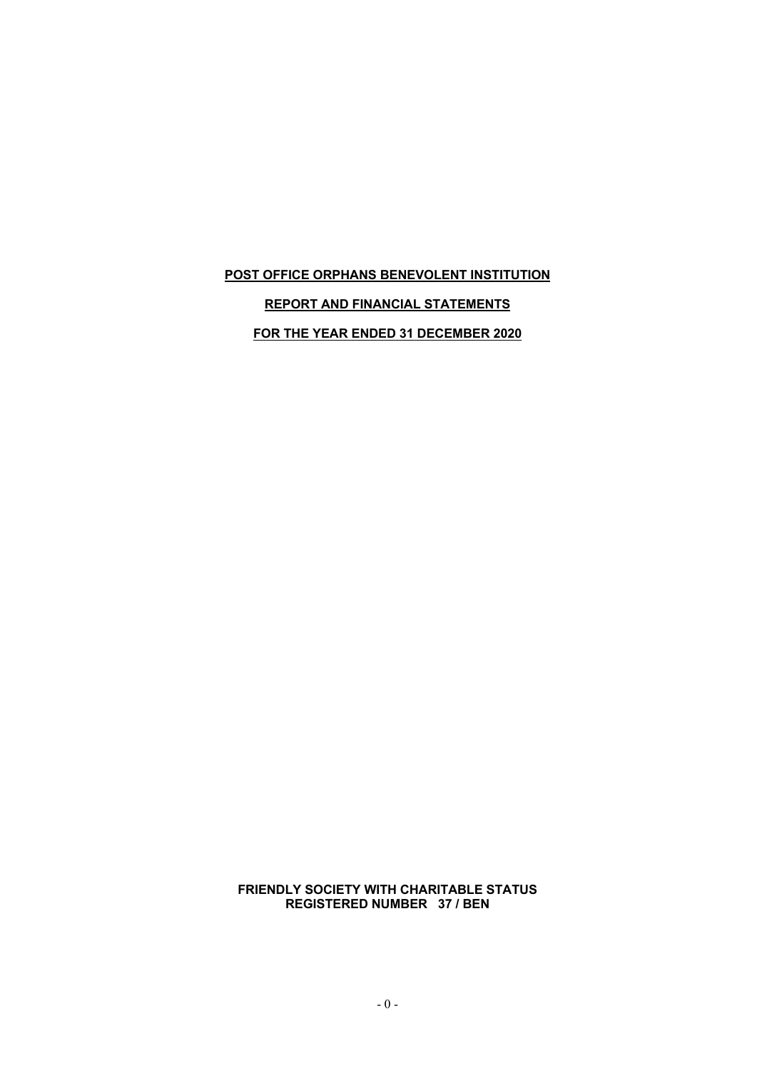# POST OFFICE ORPHANS BENEVOLENT INSTITUTION

## REPORT AND FINANCIAL STATEMENTS

## FOR THE YEAR ENDED 31 DECEMBER 2020

**FRIENDLY SOCIETY WITH CHARITABLE STATUS**
**REGISTERED NUMBER 37 / BEN**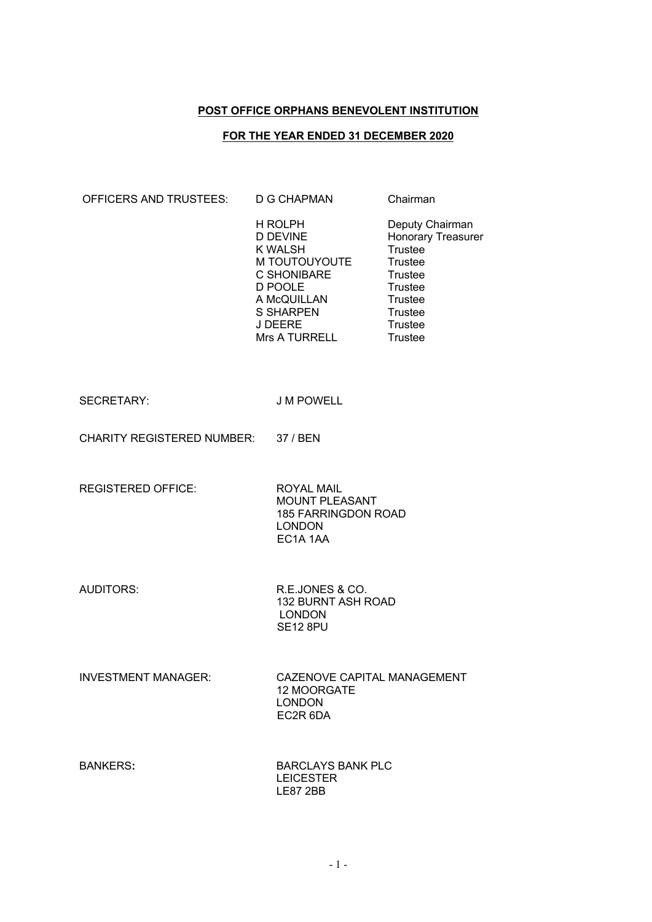**POST OFFICE ORPHANS BENEVOLENT INSTITUTION**

**FOR THE YEAR ENDED 31 DECEMBER 2020**

| | | |
|---|---|---|
| OFFICERS AND TRUSTEES: | D G CHAPMAN | Chairman |
| | H ROLPH | Deputy Chairman |
| | D DEVINE | Honorary Treasurer |
| | K WALSH | Trustee |
| | M TOUTOUYOUTE | Trustee |
| | C SHONIBARE | Trustee |
| | D POOLE | Trustee |
| | A McQUILLAN | Trustee |
| | S SHARPEN | Trustee |
| | J DEERE | Trustee |
| | Mrs A TURRELL | Trustee |

SECRETARY: J M POWELL

CHARITY REGISTERED NUMBER: 37 / BEN

REGISTERED OFFICE:
ROYAL MAIL
MOUNT PLEASANT
185 FARRINGDON ROAD
LONDON
EC1A 1AA

AUDITORS:
R.E.JONES & CO.
132 BURNT ASH ROAD
LONDON
SE12 8PU

INVESTMENT MANAGER:
CAZENOVE CAPITAL MANAGEMENT
12 MOORGATE
LONDON
EC2R 6DA

**BANKERS:**
BARCLAYS BANK PLC
LEICESTER
LE87 2BB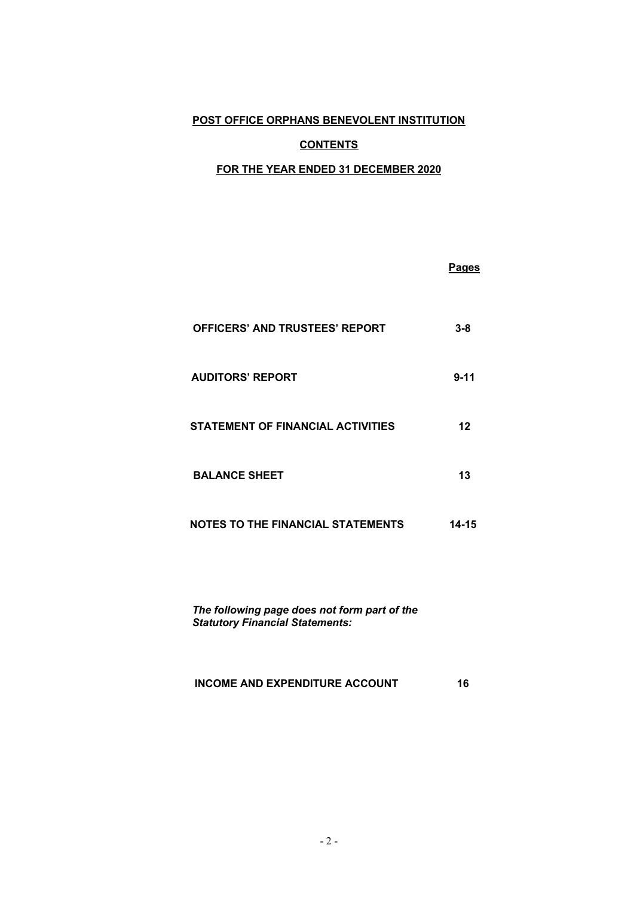# POST OFFICE ORPHANS BENEVOLENT INSTITUTION

## CONTENTS

## FOR THE YEAR ENDED 31 DECEMBER 2020

| | Pages |
|---|---|
| **OFFICERS' AND TRUSTEES' REPORT** | **3-8** |
| **AUDITORS' REPORT** | **9-11** |
| **STATEMENT OF FINANCIAL ACTIVITIES** | **12** |
| **BALANCE SHEET** | **13** |
| **NOTES TO THE FINANCIAL STATEMENTS** | **14-15** |

***The following page does not form part of the Statutory Financial Statements:***

| | |
|---|---|
| **INCOME AND EXPENDITURE ACCOUNT** | **16** |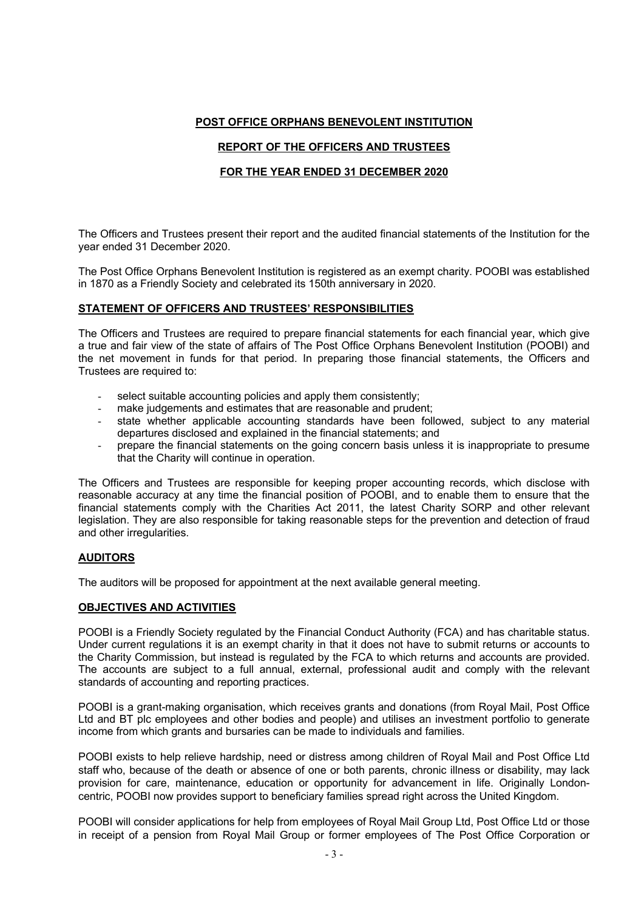# POST OFFICE ORPHANS BENEVOLENT INSTITUTION

## REPORT OF THE OFFICERS AND TRUSTEES

## FOR THE YEAR ENDED 31 DECEMBER 2020

The Officers and Trustees present their report and the audited financial statements of the Institution for the year ended 31 December 2020.

The Post Office Orphans Benevolent Institution is registered as an exempt charity. POOBI was established in 1870 as a Friendly Society and celebrated its 150th anniversary in 2020.

### STATEMENT OF OFFICERS AND TRUSTEES' RESPONSIBILITIES

The Officers and Trustees are required to prepare financial statements for each financial year, which give a true and fair view of the state of affairs of The Post Office Orphans Benevolent Institution (POOBI) and the net movement in funds for that period. In preparing those financial statements, the Officers and Trustees are required to:

- select suitable accounting policies and apply them consistently;
- make judgements and estimates that are reasonable and prudent;
- state whether applicable accounting standards have been followed, subject to any material departures disclosed and explained in the financial statements; and
- prepare the financial statements on the going concern basis unless it is inappropriate to presume that the Charity will continue in operation.

The Officers and Trustees are responsible for keeping proper accounting records, which disclose with reasonable accuracy at any time the financial position of POOBI, and to enable them to ensure that the financial statements comply with the Charities Act 2011, the latest Charity SORP and other relevant legislation. They are also responsible for taking reasonable steps for the prevention and detection of fraud and other irregularities.

### AUDITORS

The auditors will be proposed for appointment at the next available general meeting.

### OBJECTIVES AND ACTIVITIES

POOBI is a Friendly Society regulated by the Financial Conduct Authority (FCA) and has charitable status. Under current regulations it is an exempt charity in that it does not have to submit returns or accounts to the Charity Commission, but instead is regulated by the FCA to which returns and accounts are provided. The accounts are subject to a full annual, external, professional audit and comply with the relevant standards of accounting and reporting practices.

POOBI is a grant-making organisation, which receives grants and donations (from Royal Mail, Post Office Ltd and BT plc employees and other bodies and people) and utilises an investment portfolio to generate income from which grants and bursaries can be made to individuals and families.

POOBI exists to help relieve hardship, need or distress among children of Royal Mail and Post Office Ltd staff who, because of the death or absence of one or both parents, chronic illness or disability, may lack provision for care, maintenance, education or opportunity for advancement in life. Originally London-centric, POOBI now provides support to beneficiary families spread right across the United Kingdom.

POOBI will consider applications for help from employees of Royal Mail Group Ltd, Post Office Ltd or those in receipt of a pension from Royal Mail Group or former employees of The Post Office Corporation or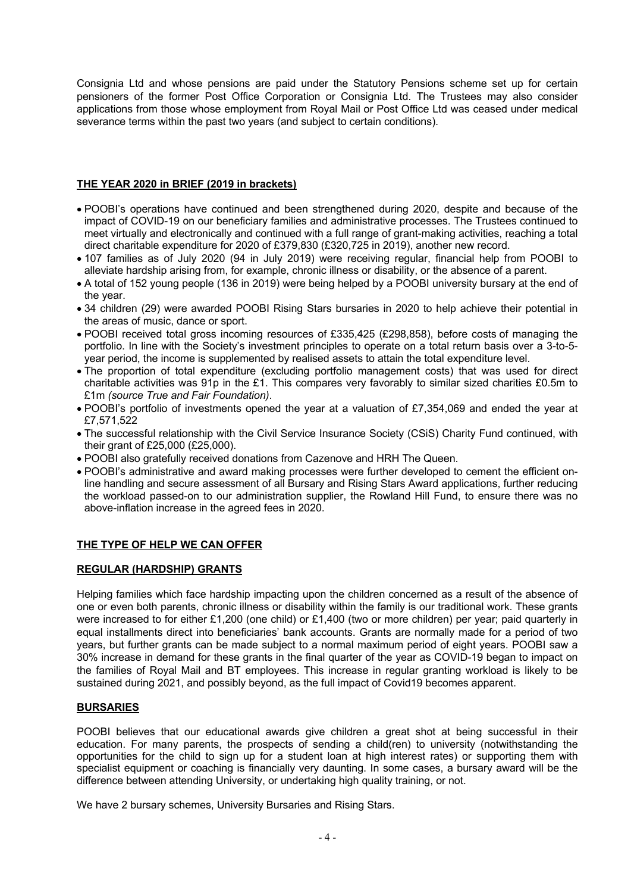Consignia Ltd and whose pensions are paid under the Statutory Pensions scheme set up for certain pensioners of the former Post Office Corporation or Consignia Ltd. The Trustees may also consider applications from those whose employment from Royal Mail or Post Office Ltd was ceased under medical severance terms within the past two years (and subject to certain conditions).

## THE YEAR 2020 in BRIEF (2019 in brackets)

- POOBI's operations have continued and been strengthened during 2020, despite and because of the impact of COVID-19 on our beneficiary families and administrative processes. The Trustees continued to meet virtually and electronically and continued with a full range of grant-making activities, reaching a total direct charitable expenditure for 2020 of £379,830 (£320,725 in 2019), another new record.
- 107 families as of July 2020 (94 in July 2019) were receiving regular, financial help from POOBI to alleviate hardship arising from, for example, chronic illness or disability, or the absence of a parent.
- A total of 152 young people (136 in 2019) were being helped by a POOBI university bursary at the end of the year.
- 34 children (29) were awarded POOBI Rising Stars bursaries in 2020 to help achieve their potential in the areas of music, dance or sport.
- POOBI received total gross incoming resources of £335,425 (£298,858), before costs of managing the portfolio. In line with the Society's investment principles to operate on a total return basis over a 3-to-5-year period, the income is supplemented by realised assets to attain the total expenditure level.
- The proportion of total expenditure (excluding portfolio management costs) that was used for direct charitable activities was 91p in the £1. This compares very favorably to similar sized charities £0.5m to £1m *(source True and Fair Foundation)*.
- POOBI's portfolio of investments opened the year at a valuation of £7,354,069 and ended the year at £7,571,522
- The successful relationship with the Civil Service Insurance Society (CSiS) Charity Fund continued, with their grant of £25,000 (£25,000).
- POOBI also gratefully received donations from Cazenove and HRH The Queen.
- POOBI's administrative and award making processes were further developed to cement the efficient on-line handling and secure assessment of all Bursary and Rising Stars Award applications, further reducing the workload passed-on to our administration supplier, the Rowland Hill Fund, to ensure there was no above-inflation increase in the agreed fees in 2020.

## THE TYPE OF HELP WE CAN OFFER

### REGULAR (HARDSHIP) GRANTS

Helping families which face hardship impacting upon the children concerned as a result of the absence of one or even both parents, chronic illness or disability within the family is our traditional work. These grants were increased to for either £1,200 (one child) or £1,400 (two or more children) per year; paid quarterly in equal installments direct into beneficiaries' bank accounts. Grants are normally made for a period of two years, but further grants can be made subject to a normal maximum period of eight years. POOBI saw a 30% increase in demand for these grants in the final quarter of the year as COVID-19 began to impact on the families of Royal Mail and BT employees. This increase in regular granting workload is likely to be sustained during 2021, and possibly beyond, as the full impact of Covid19 becomes apparent.

### BURSARIES

POOBI believes that our educational awards give children a great shot at being successful in their education. For many parents, the prospects of sending a child(ren) to university (notwithstanding the opportunities for the child to sign up for a student loan at high interest rates) or supporting them with specialist equipment or coaching is financially very daunting. In some cases, a bursary award will be the difference between attending University, or undertaking high quality training, or not.

We have 2 bursary schemes, University Bursaries and Rising Stars.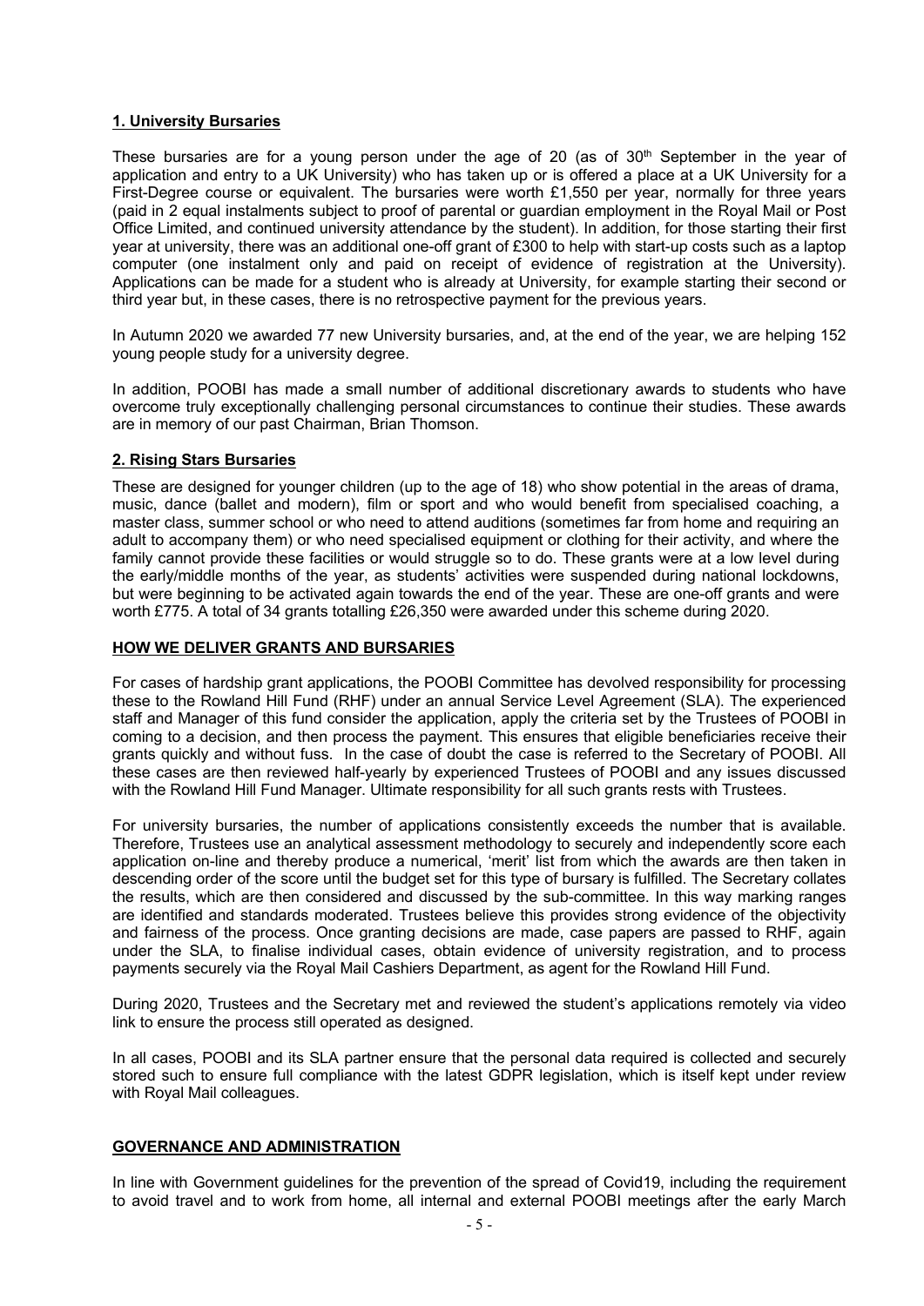**1. University Bursaries**

These bursaries are for a young person under the age of 20 (as of 30th September in the year of application and entry to a UK University) who has taken up or is offered a place at a UK University for a First-Degree course or equivalent. The bursaries were worth £1,550 per year, normally for three years (paid in 2 equal instalments subject to proof of parental or guardian employment in the Royal Mail or Post Office Limited, and continued university attendance by the student). In addition, for those starting their first year at university, there was an additional one-off grant of £300 to help with start-up costs such as a laptop computer (one instalment only and paid on receipt of evidence of registration at the University). Applications can be made for a student who is already at University, for example starting their second or third year but, in these cases, there is no retrospective payment for the previous years.

In Autumn 2020 we awarded 77 new University bursaries, and, at the end of the year, we are helping 152 young people study for a university degree.

In addition, POOBI has made a small number of additional discretionary awards to students who have overcome truly exceptionally challenging personal circumstances to continue their studies. These awards are in memory of our past Chairman, Brian Thomson.

**2. Rising Stars Bursaries**

These are designed for younger children (up to the age of 18) who show potential in the areas of drama, music, dance (ballet and modern), film or sport and who would benefit from specialised coaching, a master class, summer school or who need to attend auditions (sometimes far from home and requiring an adult to accompany them) or who need specialised equipment or clothing for their activity, and where the family cannot provide these facilities or would struggle so to do. These grants were at a low level during the early/middle months of the year, as students' activities were suspended during national lockdowns, but were beginning to be activated again towards the end of the year. These are one-off grants and were worth £775. A total of 34 grants totalling £26,350 were awarded under this scheme during 2020.

## HOW WE DELIVER GRANTS AND BURSARIES

For cases of hardship grant applications, the POOBI Committee has devolved responsibility for processing these to the Rowland Hill Fund (RHF) under an annual Service Level Agreement (SLA). The experienced staff and Manager of this fund consider the application, apply the criteria set by the Trustees of POOBI in coming to a decision, and then process the payment. This ensures that eligible beneficiaries receive their grants quickly and without fuss. In the case of doubt the case is referred to the Secretary of POOBI. All these cases are then reviewed half-yearly by experienced Trustees of POOBI and any issues discussed with the Rowland Hill Fund Manager. Ultimate responsibility for all such grants rests with Trustees.

For university bursaries, the number of applications consistently exceeds the number that is available. Therefore, Trustees use an analytical assessment methodology to securely and independently score each application on-line and thereby produce a numerical, 'merit' list from which the awards are then taken in descending order of the score until the budget set for this type of bursary is fulfilled. The Secretary collates the results, which are then considered and discussed by the sub-committee. In this way marking ranges are identified and standards moderated. Trustees believe this provides strong evidence of the objectivity and fairness of the process. Once granting decisions are made, case papers are passed to RHF, again under the SLA, to finalise individual cases, obtain evidence of university registration, and to process payments securely via the Royal Mail Cashiers Department, as agent for the Rowland Hill Fund.

During 2020, Trustees and the Secretary met and reviewed the student's applications remotely via video link to ensure the process still operated as designed.

In all cases, POOBI and its SLA partner ensure that the personal data required is collected and securely stored such to ensure full compliance with the latest GDPR legislation, which is itself kept under review with Royal Mail colleagues.

## GOVERNANCE AND ADMINISTRATION

In line with Government guidelines for the prevention of the spread of Covid19, including the requirement to avoid travel and to work from home, all internal and external POOBI meetings after the early March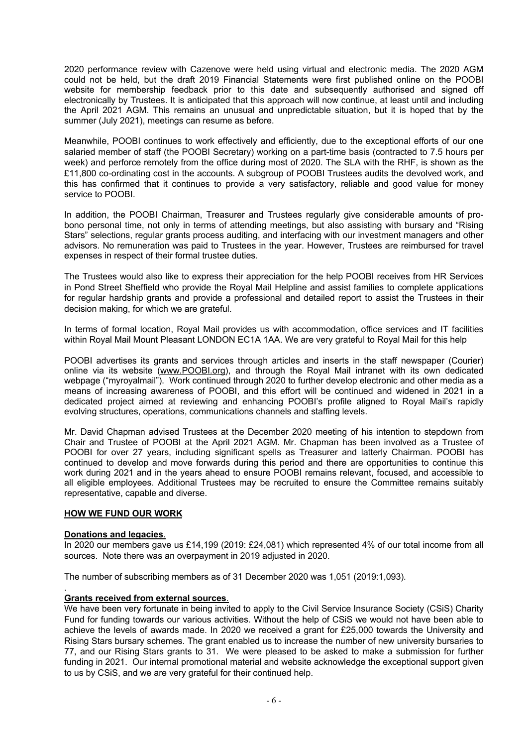2020 performance review with Cazenove were held using virtual and electronic media. The 2020 AGM could not be held, but the draft 2019 Financial Statements were first published online on the POOBI website for membership feedback prior to this date and subsequently authorised and signed off electronically by Trustees. It is anticipated that this approach will now continue, at least until and including the April 2021 AGM. This remains an unusual and unpredictable situation, but it is hoped that by the summer (July 2021), meetings can resume as before.

Meanwhile, POOBI continues to work effectively and efficiently, due to the exceptional efforts of our one salaried member of staff (the POOBI Secretary) working on a part-time basis (contracted to 7.5 hours per week) and perforce remotely from the office during most of 2020. The SLA with the RHF, is shown as the £11,800 co-ordinating cost in the accounts. A subgroup of POOBI Trustees audits the devolved work, and this has confirmed that it continues to provide a very satisfactory, reliable and good value for money service to POOBI.

In addition, the POOBI Chairman, Treasurer and Trustees regularly give considerable amounts of pro-bono personal time, not only in terms of attending meetings, but also assisting with bursary and "Rising Stars" selections, regular grants process auditing, and interfacing with our investment managers and other advisors. No remuneration was paid to Trustees in the year. However, Trustees are reimbursed for travel expenses in respect of their formal trustee duties.

The Trustees would also like to express their appreciation for the help POOBI receives from HR Services in Pond Street Sheffield who provide the Royal Mail Helpline and assist families to complete applications for regular hardship grants and provide a professional and detailed report to assist the Trustees in their decision making, for which we are grateful.

In terms of formal location, Royal Mail provides us with accommodation, office services and IT facilities within Royal Mail Mount Pleasant LONDON EC1A 1AA. We are very grateful to Royal Mail for this help

POOBI advertises its grants and services through articles and inserts in the staff newspaper (Courier) online via its website (www.POOBI.org), and through the Royal Mail intranet with its own dedicated webpage ("myroyalmail"). Work continued through 2020 to further develop electronic and other media as a means of increasing awareness of POOBI, and this effort will be continued and widened in 2021 in a dedicated project aimed at reviewing and enhancing POOBI's profile aligned to Royal Mail's rapidly evolving structures, operations, communications channels and staffing levels.

Mr. David Chapman advised Trustees at the December 2020 meeting of his intention to stepdown from Chair and Trustee of POOBI at the April 2021 AGM. Mr. Chapman has been involved as a Trustee of POOBI for over 27 years, including significant spells as Treasurer and latterly Chairman. POOBI has continued to develop and move forwards during this period and there are opportunities to continue this work during 2021 and in the years ahead to ensure POOBI remains relevant, focused, and accessible to all eligible employees. Additional Trustees may be recruited to ensure the Committee remains suitably representative, capable and diverse.

## HOW WE FUND OUR WORK

**Donations and legacies**.
In 2020 our members gave us £14,199 (2019: £24,081) which represented 4% of our total income from all sources. Note there was an overpayment in 2019 adjusted in 2020.

The number of subscribing members as of 31 December 2020 was 1,051 (2019:1,093).

**Grants received from external sources**.
We have been very fortunate in being invited to apply to the Civil Service Insurance Society (CSiS) Charity Fund for funding towards our various activities. Without the help of CSiS we would not have been able to achieve the levels of awards made. In 2020 we received a grant for £25,000 towards the University and Rising Stars bursary schemes. The grant enabled us to increase the number of new university bursaries to 77, and our Rising Stars grants to 31. We were pleased to be asked to make a submission for further funding in 2021. Our internal promotional material and website acknowledge the exceptional support given to us by CSiS, and we are very grateful for their continued help.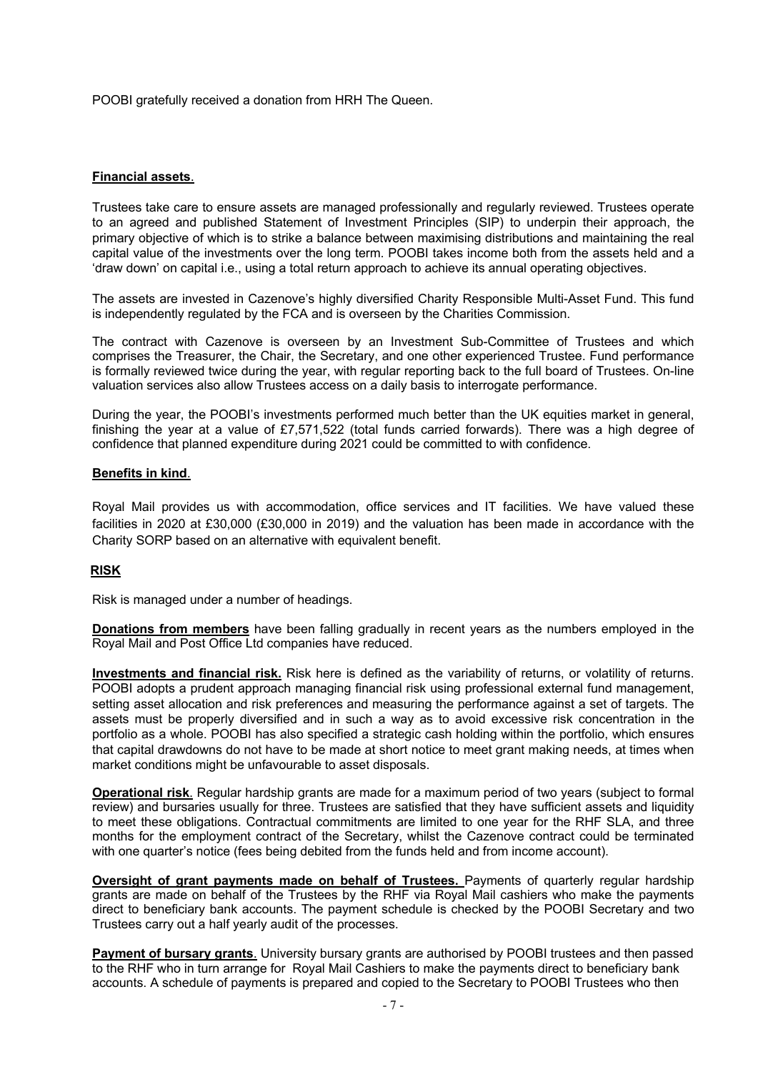POOBI gratefully received a donation from HRH The Queen.

**Financial assets**.

Trustees take care to ensure assets are managed professionally and regularly reviewed. Trustees operate to an agreed and published Statement of Investment Principles (SIP) to underpin their approach, the primary objective of which is to strike a balance between maximising distributions and maintaining the real capital value of the investments over the long term. POOBI takes income both from the assets held and a 'draw down' on capital i.e., using a total return approach to achieve its annual operating objectives.

The assets are invested in Cazenove's highly diversified Charity Responsible Multi-Asset Fund. This fund is independently regulated by the FCA and is overseen by the Charities Commission.

The contract with Cazenove is overseen by an Investment Sub-Committee of Trustees and which comprises the Treasurer, the Chair, the Secretary, and one other experienced Trustee. Fund performance is formally reviewed twice during the year, with regular reporting back to the full board of Trustees. On-line valuation services also allow Trustees access on a daily basis to interrogate performance.

During the year, the POOBI's investments performed much better than the UK equities market in general, finishing the year at a value of £7,571,522 (total funds carried forwards). There was a high degree of confidence that planned expenditure during 2021 could be committed to with confidence.

**Benefits in kind**.

Royal Mail provides us with accommodation, office services and IT facilities. We have valued these facilities in 2020 at £30,000 (£30,000 in 2019) and the valuation has been made in accordance with the Charity SORP based on an alternative with equivalent benefit.

**RISK**

Risk is managed under a number of headings.

**Donations from members** have been falling gradually in recent years as the numbers employed in the Royal Mail and Post Office Ltd companies have reduced.

**Investments and financial risk.** Risk here is defined as the variability of returns, or volatility of returns. POOBI adopts a prudent approach managing financial risk using professional external fund management, setting asset allocation and risk preferences and measuring the performance against a set of targets. The assets must be properly diversified and in such a way as to avoid excessive risk concentration in the portfolio as a whole. POOBI has also specified a strategic cash holding within the portfolio, which ensures that capital drawdowns do not have to be made at short notice to meet grant making needs, at times when market conditions might be unfavourable to asset disposals.

**Operational risk**. Regular hardship grants are made for a maximum period of two years (subject to formal review) and bursaries usually for three. Trustees are satisfied that they have sufficient assets and liquidity to meet these obligations. Contractual commitments are limited to one year for the RHF SLA, and three months for the employment contract of the Secretary, whilst the Cazenove contract could be terminated with one quarter's notice (fees being debited from the funds held and from income account).

**Oversight of grant payments made on behalf of Trustees.** Payments of quarterly regular hardship grants are made on behalf of the Trustees by the RHF via Royal Mail cashiers who make the payments direct to beneficiary bank accounts. The payment schedule is checked by the POOBI Secretary and two Trustees carry out a half yearly audit of the processes.

**Payment of bursary grants**. University bursary grants are authorised by POOBI trustees and then passed to the RHF who in turn arrange for Royal Mail Cashiers to make the payments direct to beneficiary bank accounts. A schedule of payments is prepared and copied to the Secretary to POOBI Trustees who then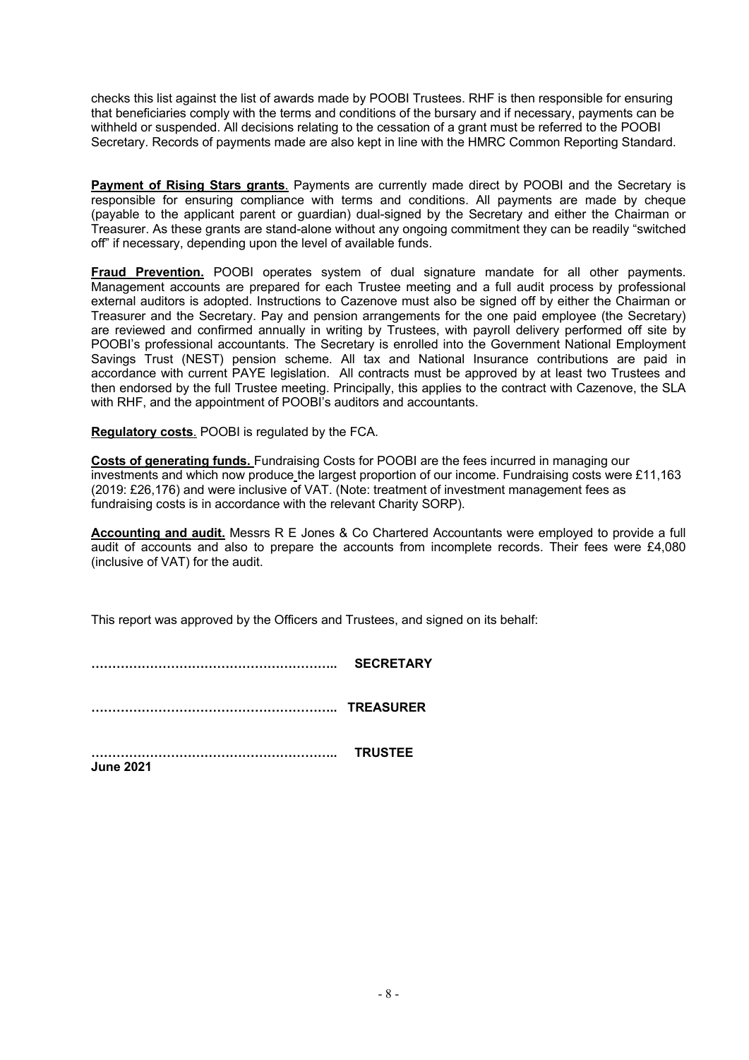checks this list against the list of awards made by POOBI Trustees. RHF is then responsible for ensuring that beneficiaries comply with the terms and conditions of the bursary and if necessary, payments can be withheld or suspended. All decisions relating to the cessation of a grant must be referred to the POOBI Secretary. Records of payments made are also kept in line with the HMRC Common Reporting Standard.

**Payment of Rising Stars grants**. Payments are currently made direct by POOBI and the Secretary is responsible for ensuring compliance with terms and conditions. All payments are made by cheque (payable to the applicant parent or guardian) dual-signed by the Secretary and either the Chairman or Treasurer. As these grants are stand-alone without any ongoing commitment they can be readily "switched off" if necessary, depending upon the level of available funds.

**Fraud Prevention.** POOBI operates system of dual signature mandate for all other payments. Management accounts are prepared for each Trustee meeting and a full audit process by professional external auditors is adopted. Instructions to Cazenove must also be signed off by either the Chairman or Treasurer and the Secretary. Pay and pension arrangements for the one paid employee (the Secretary) are reviewed and confirmed annually in writing by Trustees, with payroll delivery performed off site by POOBI's professional accountants. The Secretary is enrolled into the Government National Employment Savings Trust (NEST) pension scheme. All tax and National Insurance contributions are paid in accordance with current PAYE legislation. All contracts must be approved by at least two Trustees and then endorsed by the full Trustee meeting. Principally, this applies to the contract with Cazenove, the SLA with RHF, and the appointment of POOBI's auditors and accountants.

**Regulatory costs**. POOBI is regulated by the FCA.

**Costs of generating funds.** Fundraising Costs for POOBI are the fees incurred in managing our investments and which now produce the largest proportion of our income. Fundraising costs were £11,163 (2019: £26,176) and were inclusive of VAT. (Note: treatment of investment management fees as fundraising costs is in accordance with the relevant Charity SORP).

**Accounting and audit.** Messrs R E Jones & Co Chartered Accountants were employed to provide a full audit of accounts and also to prepare the accounts from incomplete records. Their fees were £4,080 (inclusive of VAT) for the audit.

This report was approved by the Officers and Trustees, and signed on its behalf:

………………………………………………….. **SECRETARY**

………………………………………………….. **TREASURER**

………………………………………………….. **TRUSTEE**

**June 2021**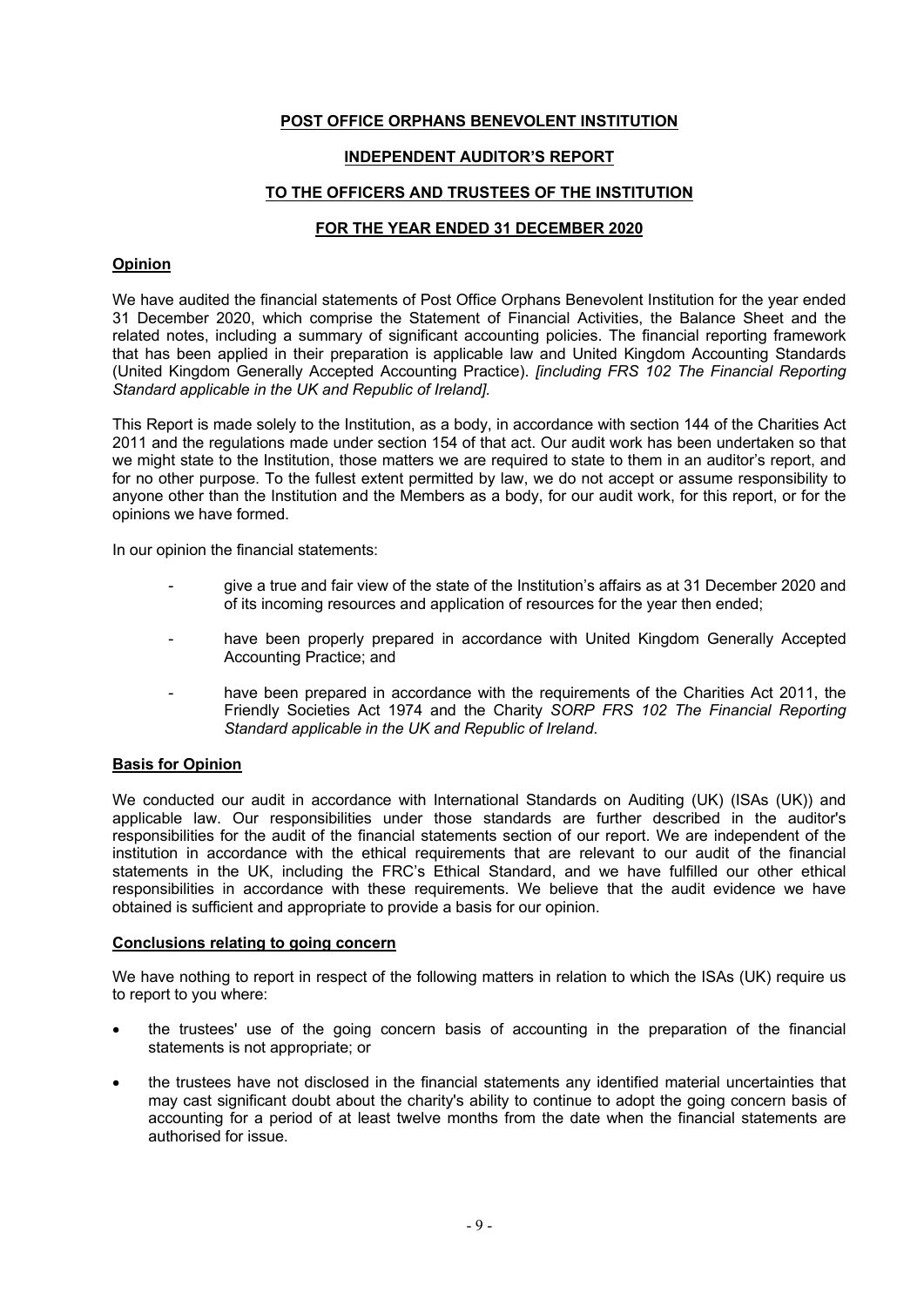**POST OFFICE ORPHANS BENEVOLENT INSTITUTION**

**INDEPENDENT AUDITOR'S REPORT**

**TO THE OFFICERS AND TRUSTEES OF THE INSTITUTION**

**FOR THE YEAR ENDED 31 DECEMBER 2020**

## Opinion

We have audited the financial statements of Post Office Orphans Benevolent Institution for the year ended 31 December 2020, which comprise the Statement of Financial Activities, the Balance Sheet and the related notes, including a summary of significant accounting policies. The financial reporting framework that has been applied in their preparation is applicable law and United Kingdom Accounting Standards (United Kingdom Generally Accepted Accounting Practice). *[including FRS 102 The Financial Reporting Standard applicable in the UK and Republic of Ireland].*

This Report is made solely to the Institution, as a body, in accordance with section 144 of the Charities Act 2011 and the regulations made under section 154 of that act. Our audit work has been undertaken so that we might state to the Institution, those matters we are required to state to them in an auditor's report, and for no other purpose. To the fullest extent permitted by law, we do not accept or assume responsibility to anyone other than the Institution and the Members as a body, for our audit work, for this report, or for the opinions we have formed.

In our opinion the financial statements:

- give a true and fair view of the state of the Institution's affairs as at 31 December 2020 and of its incoming resources and application of resources for the year then ended;
- have been properly prepared in accordance with United Kingdom Generally Accepted Accounting Practice; and
- have been prepared in accordance with the requirements of the Charities Act 2011, the Friendly Societies Act 1974 and the Charity *SORP FRS 102 The Financial Reporting Standard applicable in the UK and Republic of Ireland*.

## Basis for Opinion

We conducted our audit in accordance with International Standards on Auditing (UK) (ISAs (UK)) and applicable law. Our responsibilities under those standards are further described in the auditor's responsibilities for the audit of the financial statements section of our report. We are independent of the institution in accordance with the ethical requirements that are relevant to our audit of the financial statements in the UK, including the FRC's Ethical Standard, and we have fulfilled our other ethical responsibilities in accordance with these requirements. We believe that the audit evidence we have obtained is sufficient and appropriate to provide a basis for our opinion.

## Conclusions relating to going concern

We have nothing to report in respect of the following matters in relation to which the ISAs (UK) require us to report to you where:

- the trustees' use of the going concern basis of accounting in the preparation of the financial statements is not appropriate; or
- the trustees have not disclosed in the financial statements any identified material uncertainties that may cast significant doubt about the charity's ability to continue to adopt the going concern basis of accounting for a period of at least twelve months from the date when the financial statements are authorised for issue.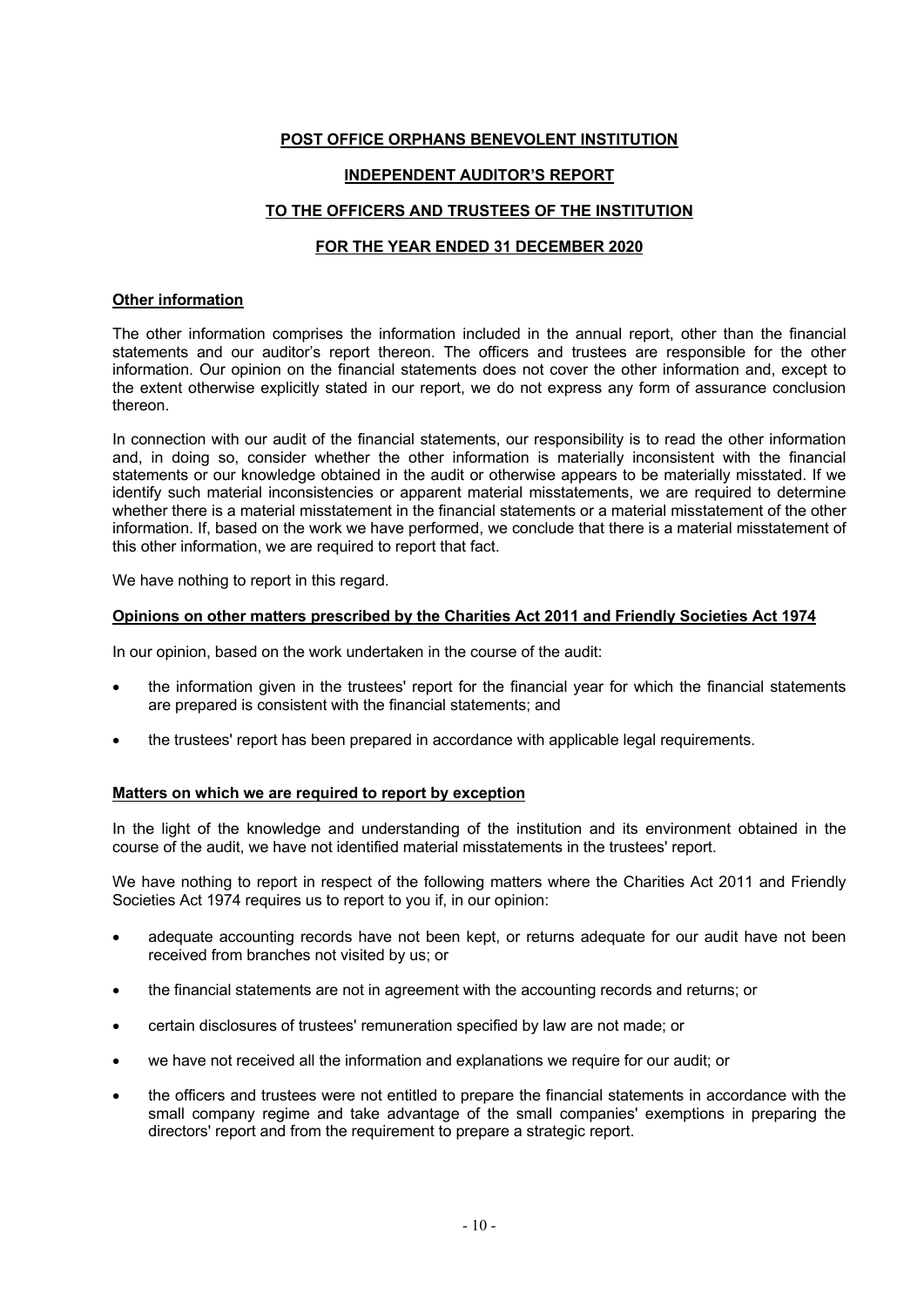**POST OFFICE ORPHANS BENEVOLENT INSTITUTION**

**INDEPENDENT AUDITOR'S REPORT**

**TO THE OFFICERS AND TRUSTEES OF THE INSTITUTION**

**FOR THE YEAR ENDED 31 DECEMBER 2020**

## Other information

The other information comprises the information included in the annual report, other than the financial statements and our auditor's report thereon. The officers and trustees are responsible for the other information. Our opinion on the financial statements does not cover the other information and, except to the extent otherwise explicitly stated in our report, we do not express any form of assurance conclusion thereon.

In connection with our audit of the financial statements, our responsibility is to read the other information and, in doing so, consider whether the other information is materially inconsistent with the financial statements or our knowledge obtained in the audit or otherwise appears to be materially misstated. If we identify such material inconsistencies or apparent material misstatements, we are required to determine whether there is a material misstatement in the financial statements or a material misstatement of the other information. If, based on the work we have performed, we conclude that there is a material misstatement of this other information, we are required to report that fact.

We have nothing to report in this regard.

## Opinions on other matters prescribed by the Charities Act 2011 and Friendly Societies Act 1974

In our opinion, based on the work undertaken in the course of the audit:

- the information given in the trustees' report for the financial year for which the financial statements are prepared is consistent with the financial statements; and
- the trustees' report has been prepared in accordance with applicable legal requirements.

## Matters on which we are required to report by exception

In the light of the knowledge and understanding of the institution and its environment obtained in the course of the audit, we have not identified material misstatements in the trustees' report.

We have nothing to report in respect of the following matters where the Charities Act 2011 and Friendly Societies Act 1974 requires us to report to you if, in our opinion:

- adequate accounting records have not been kept, or returns adequate for our audit have not been received from branches not visited by us; or
- the financial statements are not in agreement with the accounting records and returns; or
- certain disclosures of trustees' remuneration specified by law are not made; or
- we have not received all the information and explanations we require for our audit; or
- the officers and trustees were not entitled to prepare the financial statements in accordance with the small company regime and take advantage of the small companies' exemptions in preparing the directors' report and from the requirement to prepare a strategic report.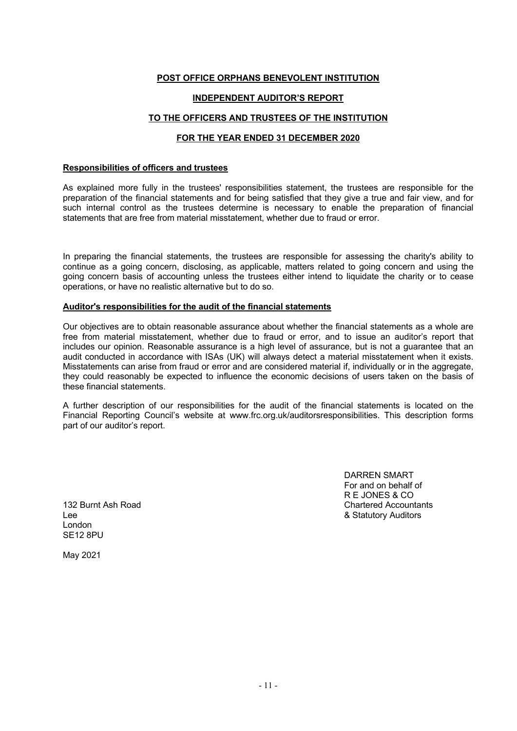# POST OFFICE ORPHANS BENEVOLENT INSTITUTION

## INDEPENDENT AUDITOR'S REPORT

## TO THE OFFICERS AND TRUSTEES OF THE INSTITUTION

## FOR THE YEAR ENDED 31 DECEMBER 2020

### Responsibilities of officers and trustees

As explained more fully in the trustees' responsibilities statement, the trustees are responsible for the preparation of the financial statements and for being satisfied that they give a true and fair view, and for such internal control as the trustees determine is necessary to enable the preparation of financial statements that are free from material misstatement, whether due to fraud or error.

In preparing the financial statements, the trustees are responsible for assessing the charity's ability to continue as a going concern, disclosing, as applicable, matters related to going concern and using the going concern basis of accounting unless the trustees either intend to liquidate the charity or to cease operations, or have no realistic alternative but to do so.

### Auditor's responsibilities for the audit of the financial statements

Our objectives are to obtain reasonable assurance about whether the financial statements as a whole are free from material misstatement, whether due to fraud or error, and to issue an auditor's report that includes our opinion. Reasonable assurance is a high level of assurance, but is not a guarantee that an audit conducted in accordance with ISAs (UK) will always detect a material misstatement when it exists. Misstatements can arise from fraud or error and are considered material if, individually or in the aggregate, they could reasonably be expected to influence the economic decisions of users taken on the basis of these financial statements.

A further description of our responsibilities for the audit of the financial statements is located on the Financial Reporting Council's website at www.frc.org.uk/auditorsresponsibilities. This description forms part of our auditor's report.

DARREN SMART
For and on behalf of
R E JONES & CO
Chartered Accountants
& Statutory Auditors

132 Burnt Ash Road
Lee
London
SE12 8PU

May 2021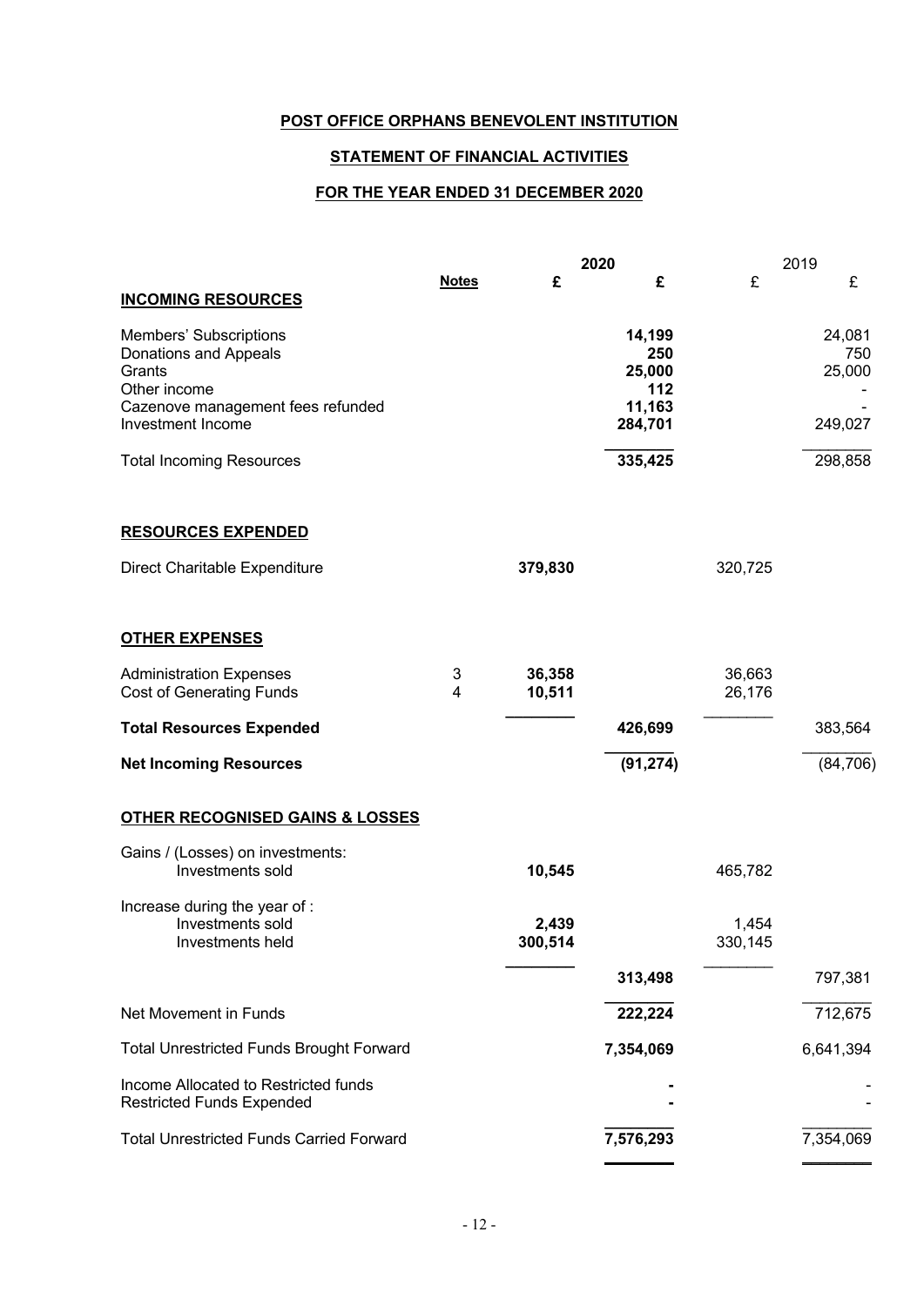**POST OFFICE ORPHANS BENEVOLENT INSTITUTION**

**STATEMENT OF FINANCIAL ACTIVITIES**

**FOR THE YEAR ENDED 31 DECEMBER 2020**

| | Notes | 2020 £ | 2020 £ | 2019 £ | 2019 £ |
|---|---|---|---|---|---|
| **INCOMING RESOURCES** | | | | | |
| Members' Subscriptions | | | **14,199** | | 24,081 |
| Donations and Appeals | | | **250** | | 750 |
| Grants | | | **25,000** | | 25,000 |
| Other income | | | **112** | | - |
| Cazenove management fees refunded | | | **11,163** | | - |
| Investment Income | | | **284,701** | | 249,027 |
| Total Incoming Resources | | | **335,425** | | 298,858 |
| **RESOURCES EXPENDED** | | | | | |
| Direct Charitable Expenditure | | **379,830** | | 320,725 | |
| **OTHER EXPENSES** | | | | | |
| Administration Expenses | 3 | **36,358** | | 36,663 | |
| Cost of Generating Funds | 4 | **10,511** | | 26,176 | |
| **Total Resources Expended** | | | **426,699** | | 383,564 |
| **Net Incoming Resources** | | | **(91,274)** | | (84,706) |
| **OTHER RECOGNISED GAINS & LOSSES** | | | | | |
| Gains / (Losses) on investments: | | | | | |
| Investments sold | | **10,545** | | 465,782 | |
| Increase during the year of : | | | | | |
| Investments sold | | **2,439** | | 1,454 | |
| Investments held | | **300,514** | | 330,145 | |
| | | | **313,498** | | 797,381 |
| Net Movement in Funds | | | **222,224** | | 712,675 |
| Total Unrestricted Funds Brought Forward | | | **7,354,069** | | 6,641,394 |
| Income Allocated to Restricted funds | | | **-** | | - |
| Restricted Funds Expended | | | **-** | | - |
| Total Unrestricted Funds Carried Forward | | | **7,576,293** | | 7,354,069 |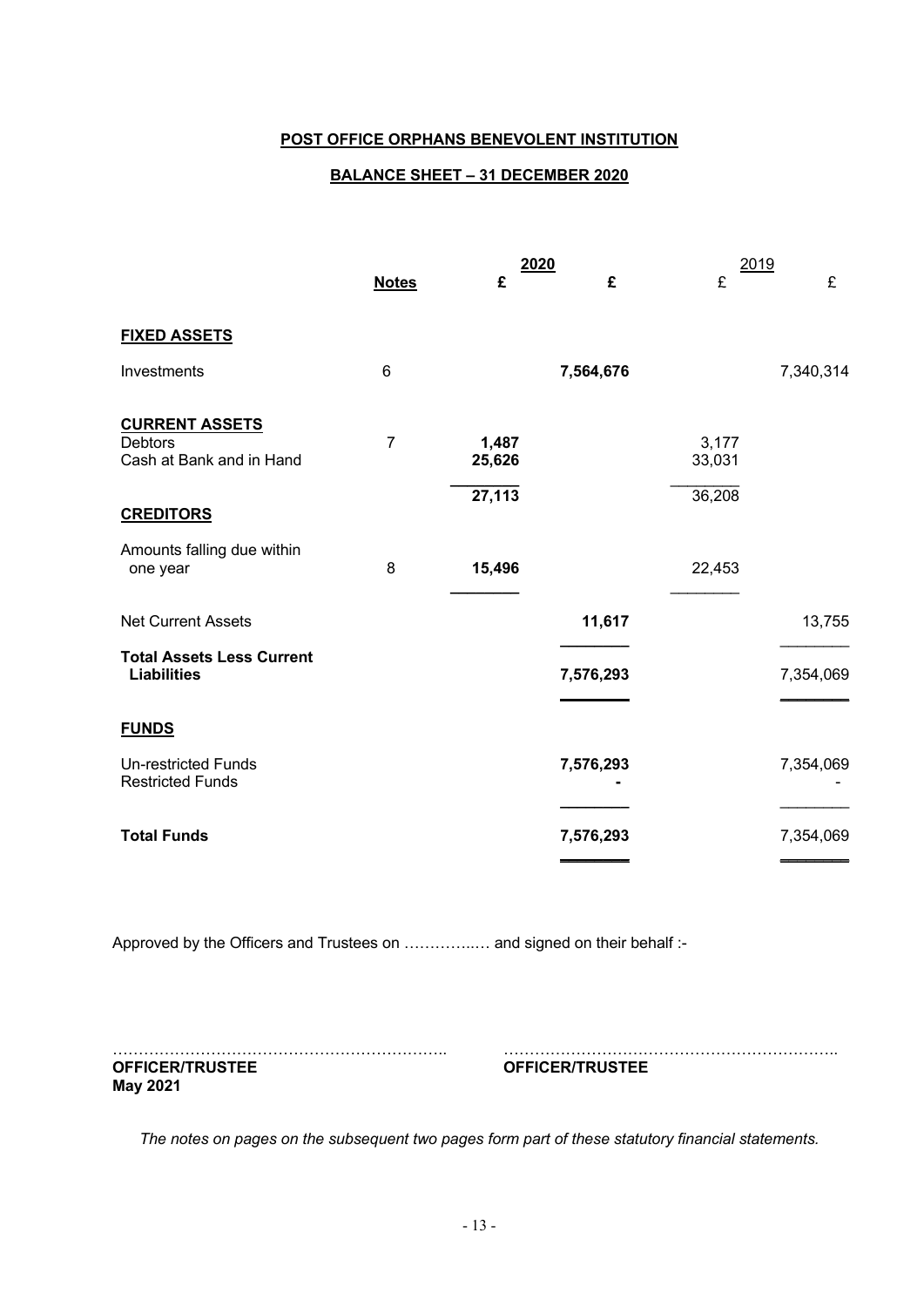**POST OFFICE ORPHANS BENEVOLENT INSTITUTION**

**BALANCE SHEET – 31 DECEMBER 2020**

| | Notes | 2020 £ | 2020 £ | 2019 £ | 2019 £ |
|---|---|---|---|---|---|
| **FIXED ASSETS** | | | | | |
| Investments | 6 | | **7,564,676** | | 7,340,314 |
| **CURRENT ASSETS** | | | | | |
| Debtors | 7 | **1,487** | | 3,177 | |
| Cash at Bank and in Hand | | **25,626** | | 33,031 | |
| | | **27,113** | | 36,208 | |
| **CREDITORS** | | | | | |
| Amounts falling due within one year | 8 | **15,496** | | 22,453 | |
| Net Current Assets | | | **11,617** | | 13,755 |
| **Total Assets Less Current Liabilities** | | | **7,576,293** | | 7,354,069 |
| **FUNDS** | | | | | |
| Un-restricted Funds | | | **7,576,293** | | 7,354,069 |
| Restricted Funds | | | **-** | | - |
| **Total Funds** | | | **7,576,293** | | 7,354,069 |

Approved by the Officers and Trustees on ………….… and signed on their behalf :-

……………………………………………………….. ………………………………………………………..
**OFFICER/TRUSTEE** **OFFICER/TRUSTEE**
**May 2021**

*The notes on pages on the subsequent two pages form part of these statutory financial statements.*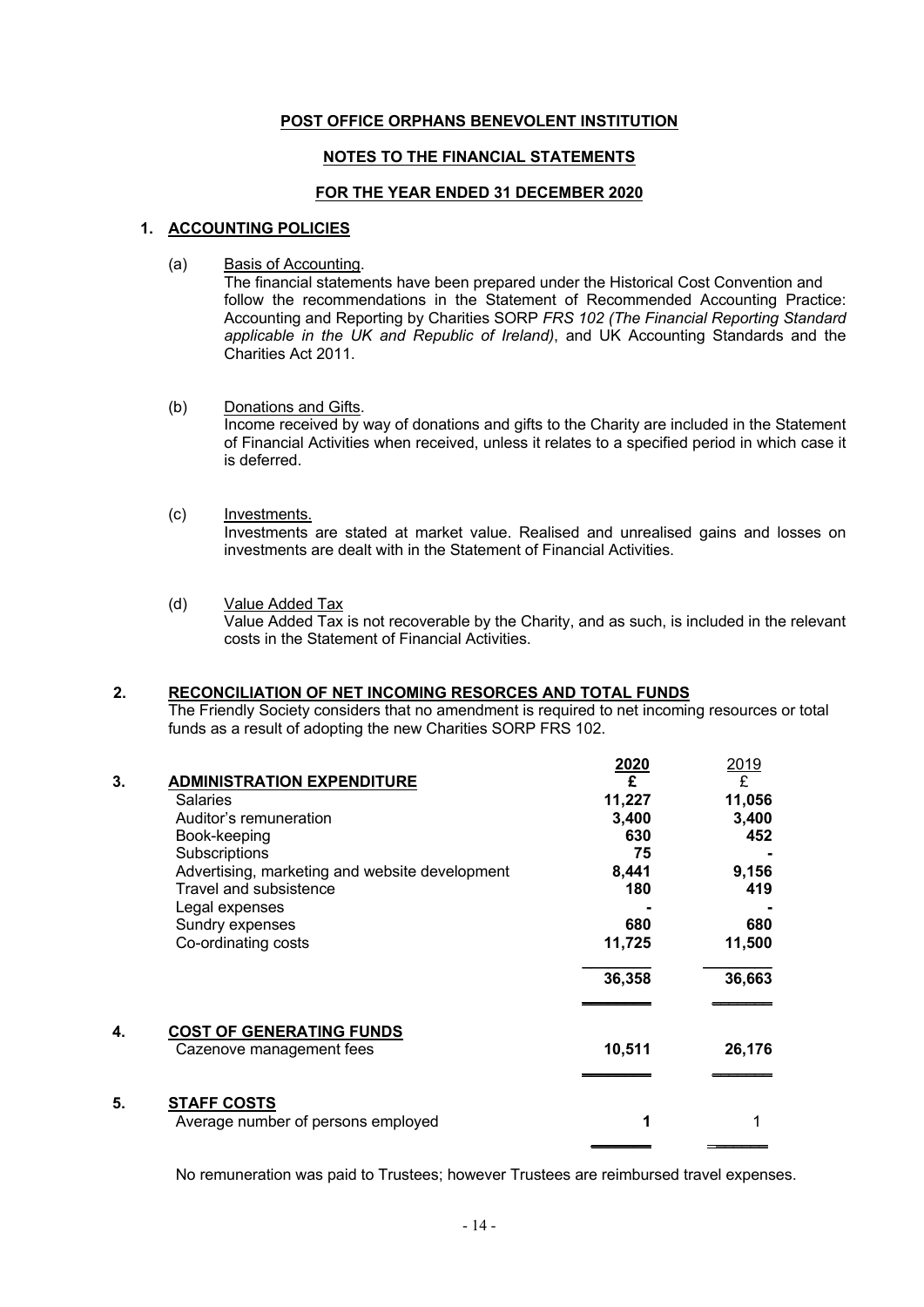**POST OFFICE ORPHANS BENEVOLENT INSTITUTION**

**NOTES TO THE FINANCIAL STATEMENTS**

**FOR THE YEAR ENDED 31 DECEMBER 2020**

## 1. ACCOUNTING POLICIES

(a) Basis of Accounting.

The financial statements have been prepared under the Historical Cost Convention and follow the recommendations in the Statement of Recommended Accounting Practice: Accounting and Reporting by Charities SORP *FRS 102 (The Financial Reporting Standard applicable in the UK and Republic of Ireland)*, and UK Accounting Standards and the Charities Act 2011.

(b) Donations and Gifts.

Income received by way of donations and gifts to the Charity are included in the Statement of Financial Activities when received, unless it relates to a specified period in which case it is deferred.

(c) Investments.

Investments are stated at market value. Realised and unrealised gains and losses on investments are dealt with in the Statement of Financial Activities.

(d) Value Added Tax

Value Added Tax is not recoverable by the Charity, and as such, is included in the relevant costs in the Statement of Financial Activities.

## 2. RECONCILIATION OF NET INCOMING RESORCES AND TOTAL FUNDS

The Friendly Society considers that no amendment is required to net incoming resources or total funds as a result of adopting the new Charities SORP FRS 102.

| | | 2020 | 2019 |
|---|---|---|---|
| | | **£** | £ |
| **3.** | **ADMINISTRATION EXPENDITURE** | | |
| | Salaries | **11,227** | **11,056** |
| | Auditor's remuneration | **3,400** | **3,400** |
| | Book-keeping | **630** | **452** |
| | Subscriptions | **75** | **-** |
| | Advertising, marketing and website development | **8,441** | **9,156** |
| | Travel and subsistence | **180** | **419** |
| | Legal expenses | **-** | **-** |
| | Sundry expenses | **680** | **680** |
| | Co-ordinating costs | **11,725** | **11,500** |
| | | **36,358** | **36,663** |
| **4.** | **COST OF GENERATING FUNDS** | | |
| | Cazenove management fees | **10,511** | **26,176** |
| **5.** | **STAFF COSTS** | | |
| | Average number of persons employed | **1** | 1 |

No remuneration was paid to Trustees; however Trustees are reimbursed travel expenses.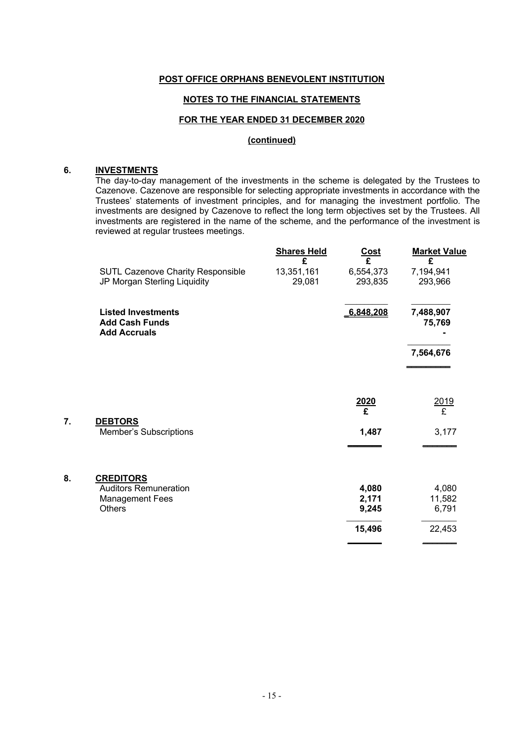**POST OFFICE ORPHANS BENEVOLENT INSTITUTION**

**NOTES TO THE FINANCIAL STATEMENTS**

**FOR THE YEAR ENDED 31 DECEMBER 2020**

**(continued)**

## 6. INVESTMENTS

The day-to-day management of the investments in the scheme is delegated by the Trustees to Cazenove. Cazenove are responsible for selecting appropriate investments in accordance with the Trustees' statements of investment principles, and for managing the investment portfolio. The investments are designed by Cazenove to reflect the long term objectives set by the Trustees. All investments are registered in the name of the scheme, and the performance of the investment is reviewed at regular trustees meetings.

| | Shares Held £ | Cost £ | Market Value £ |
|---|---|---|---|
| SUTL Cazenove Charity Responsible | 13,351,161 | 6,554,373 | 7,194,941 |
| JP Morgan Sterling Liquidity | 29,081 | 293,835 | 293,966 |
| **Listed Investments** | | **6,848,208** | **7,488,907** |
| **Add Cash Funds** | | | **75,769** |
| **Add Accruals** | | | **-** |
| | | | **7,564,676** |

## 7. DEBTORS

| | 2020 £ | 2019 £ |
|---|---|---|
| Member's Subscriptions | **1,487** | 3,177 |

## 8. CREDITORS

| | 2020 £ | 2019 £ |
|---|---|---|
| Auditors Remuneration | **4,080** | 4,080 |
| Management Fees | **2,171** | 11,582 |
| Others | **9,245** | 6,791 |
| | **15,496** | 22,453 |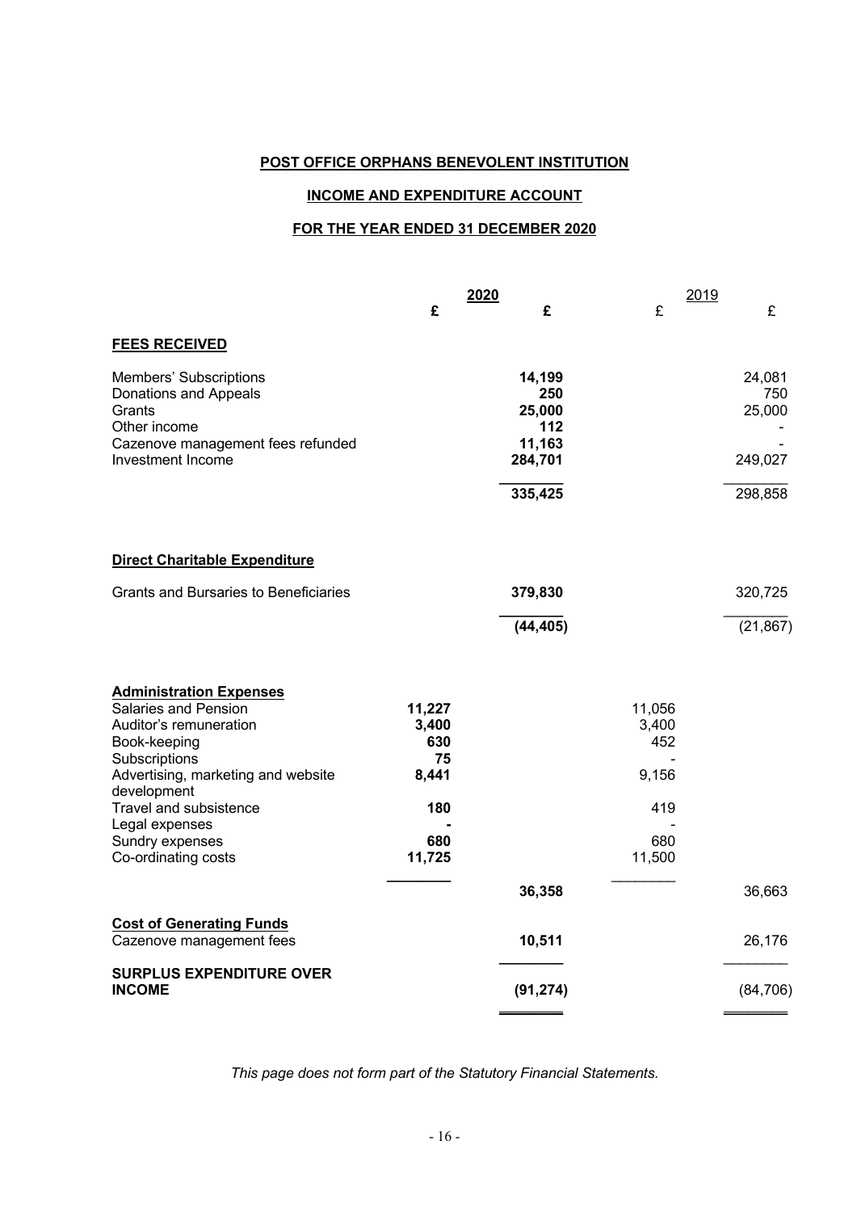**POST OFFICE ORPHANS BENEVOLENT INSTITUTION**

**INCOME AND EXPENDITURE ACCOUNT**

**FOR THE YEAR ENDED 31 DECEMBER 2020**

| | 2020 | | 2019 | |
|---|---|---|---|---|
| | **£** | **£** | £ | £ |
| **FEES RECEIVED** | | | | |
| Members' Subscriptions | | **14,199** | | 24,081 |
| Donations and Appeals | | **250** | | 750 |
| Grants | | **25,000** | | 25,000 |
| Other income | | **112** | | - |
| Cazenove management fees refunded | | **11,163** | | - |
| Investment Income | | **284,701** | | 249,027 |
| | | **335,425** | | 298,858 |
| **Direct Charitable Expenditure** | | | | |
| Grants and Bursaries to Beneficiaries | | **379,830** | | 320,725 |
| | | **(44,405)** | | (21,867) |
| **Administration Expenses** | | | | |
| Salaries and Pension | **11,227** | | 11,056 | |
| Auditor's remuneration | **3,400** | | 3,400 | |
| Book-keeping | **630** | | 452 | |
| Subscriptions | **75** | | - | |
| Advertising, marketing and website development | **8,441** | | 9,156 | |
| Travel and subsistence | **180** | | 419 | |
| Legal expenses | **-** | | - | |
| Sundry expenses | **680** | | 680 | |
| Co-ordinating costs | **11,725** | | 11,500 | |
| | | **36,358** | | 36,663 |
| **Cost of Generating Funds** | | | | |
| Cazenove management fees | | **10,511** | | 26,176 |
| **SURPLUS EXPENDITURE OVER INCOME** | | **(91,274)** | | (84,706) |

*This page does not form part of the Statutory Financial Statements.*